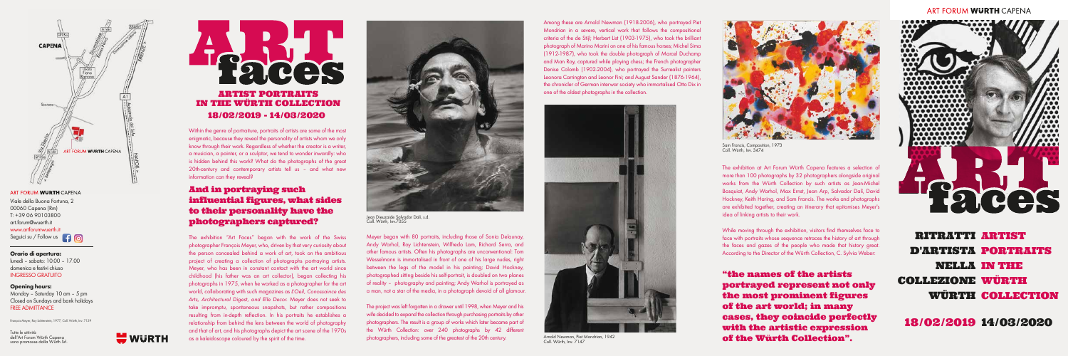# ART faces

## ARTIST PORTRAITS IN THE WÜRTH COLLECTION

### 18/02/2019 - 14/03/2020

Within the genre of portraiture, portraits of artists are some of the most enigmatic, because they reveal the personality of artists whom we only know through their work. Regardless of whether the creator is a writer, a musician, a painter, or a sculptor, we tend to wonder inwardly: who is hidden behind this work? What do the photographs of the great 20th-century and contemporary artists tell us – and what new information can they reveal?

## And in portraying such influential figures, what sides to their personality have the photographers captured?

The exhibition "Art Faces" began with the work of the Swiss photographer François Meyer, who, driven by that very curiosity about the person concealed behind a work of art, took on the ambitious project of creating a collection of photographs portraying artists. Meyer, who has been in constant contact with the art world since childhood (his father was an art collector), began collecting his photographs in 1975, when he worked as a photographer for the art world, collaborating with such magazines as *L'Oeil*, *Connaissance des Arts*, *Architectural Digest*, and *Elle Decor*. Meyer does not seek to take impromptu, spontaneous snapshots, but rather compositions resulting from in-depth reflection. In his portraits he establishes a relationship from behind the lens between the world of photography and that of art, and his photographs depict the art scene of the 1970s as a kaleidoscope coloured by the spirit of the time.

Jean Dieuzaide Salvador Dalì, s.d.
Coll. Würth, Inv.7055

Meyer began with 80 portraits, including those of Sonia Delaunay, Andy Warhol, Roy Lichtenstein, Wilfredo Lam, Richard Serra, and other famous artists. Often his photographs are unconventional: Tom Wesselmann is immortalised in front of one of his large nudes, right between the legs of the model in his painting; David Hockney, photographed sitting beside his self-portrait, is doubled on two planes of reality – photography and painting; Andy Warhol is portrayed as a man, not a star of the media, in a photograph devoid of all glamour.

The project was left forgotten in a drawer until 1998, when Meyer and his wife decided to expand the collection through purchasing portraits by other photographers. The result is a group of works which later became part of the Würth Collection: over 240 photographs by 42 different photographers, including some of the greatest of the 20th century.

Among these are Arnold Newman (1918-2006), who portrayed Piet Mondrian in a severe, vertical work that follows the compositional criteria of the de Stijl; Herbert List (1903-1975), who took the brilliant photograph of Marino Marini on one of his famous horses; Michel Sima (1912-1987), who took the double photograph of Marcel Duchamp and Man Ray, captured while playing chess; the French photographer Denise Colomb (1902-2004), who portrayed the Surrealist painters Leonora Carrington and Leonor Fini; and August Sander (1876-1964), the chronicler of German interwar society who immortalised Otto Dix in one of the oldest photographs in the collection.

Arnold Newman, Piet Mondrian, 1942
Coll. Würth, Inv. 7147

Sam Francis, Composition, 1973
Coll. Würth, Inv. 3474

The exhibition at Art Forum Würth Capena features a selection of more than 100 photographs by 32 photographers alongside original works from the Würth Collection by such artists as Jean-Michel Basquiat, Andy Warhol, Max Ernst, Jean Arp, Salvador Dalì, David Hockney, Keith Haring, and Sam Francis. The works and photographs are exhibited together, creating an itinerary that epitomises Meyer's idea of linking artists to their work.

While moving through the exhibition, visitors find themselves face to face with portraits whose sequence retraces the history of art through the faces and gazes of the people who made that history great. According to the Director of the Würth Collection, C. Sylvia Weber:

**"the names of the artists portrayed represent not only the most prominent figures of the art world; in many cases, they coincide perfectly with the artistic expression of the Würth Collection".**

ART FORUM **WÜRTH** CAPENA

# ART faces

**RITRATTI D'ARTISTA NELLA COLLEZIONE WÜRTH**
**ARTIST PORTRAITS IN THE WÜRTH COLLECTION**

**18/02/2019 14/03/2020**

ART FORUM **WÜRTH** CAPENA
Viale della Buona Fortuna, 2
00060 Capena (Rm)
T: +39 06 90103800
art.forum@wuerth.it
www.artforumwuerth.it
Seguici su / Follow us

**Orario di apertura:**
lunedì – sabato: 10:00 – 17.00
domenica e festivi chiuso
INGRESSO GRATUITO

**Opening hours:**
Monday – Saturday 10 am – 5 pm
Closed on Sundays and bank holidays
FREE ADMITTANCE

François Meyer, Roy Lichtenstein, 1977, Coll. Würth, Inv. 7129

Tutte le attività dell'Art Forum Würth Capena sono promosse dalla Würth Srl.

WÜRTH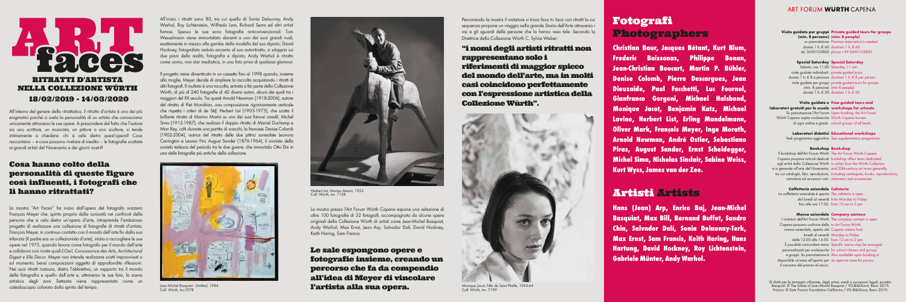# ART faces

## RITRATTI D'ARTISTA NELLA COLLEZIONE WÜRTH

### 18/02/2019 - 14/03/2020

All'interno del genere della ritrattistica, il ritratto d'artista è uno dei più enigmatici poiché ci svela la personalità di un artista che conosciamo unicamente attraverso le sue opere. A prescindere dal fatto che l'autore sia uno scrittore, un musicista, un pittore o uno scultore, si tende intimamente a chiedersi: chi si cela dietro quest'opera? Cosa raccontano – e cosa possono rivelare di inedito – le fotografie scattate ai grandi artisti del Novecento e dei giorni nostri?

## Cosa hanno colto della personalità di queste figure così influenti, i fotografi che li hanno ritrattati?

La mostra "Art Faces" ha inizio dall'opera del fotografo svizzero François Meyer che, spinto proprio dalla curiosità nei confronti della persona che si cela dietro un'opera d'arte, intraprende l'ambizioso progetto di realizzare una collezione di fotografie di ritratti d'artista. François Meyer, in continuo contatto con il mondo dell'arte fin dalla sua infanzia (il padre era un collezionista d'arte), inizia a raccogliere le sue opere nel 1975, quando lavora come fotografo per il mondo dell'arte e collabora con riviste quali *L'Oeil*, *Connaissance des Arts*, *Architectural Digest* e *Elle Decor*. Meyer non intende realizzare scatti improvvisati o sul momento, bensì composizioni oggetto di approfondite riflessioni. Nei suoi ritratti instaura, dietro l'obbiettivo, un rapporto tra il mondo della fotografia e quello dell'arte e, attraverso le sue foto, la scena artistica degli anni Settanta viene rappresentata come un caleidoscopio colorato dallo spirito del tempo.

All'inizio i ritratti sono 80, tra cui quello di Sonia Delaunay, Andy Warhol, Roy Lichtenstein, Wilfredo Lam, Richard Serra ed altri artisti famosi. Spesso le sue sono fotografie anticonvenzionali: Tom Wesselmann viene immortalato davanti a uno dei suoi grandi nudi, esattamente in mezzo alle gambe della modella del suo dipinto; David Hockney, fotografato seduto accanto al suo autoritratto, si sdoppia sui due piani della realtà, fotografia e dipinto; Andy Warhol è ritratto come uomo, non star mediatica, in una foto priva di qualsiasi glamour.

Il progetto viene dimenticato in un cassetto fino al 1998 quando, insieme alla moglie, Meyer decide di ampliare la raccolta acquistando i ritratti di altri fotografi. Il risultato è una raccolta, entrata a far parte della Collezione Würth, di più di 240 fotografie di 42 diversi autori, alcuni dei quali tra i maggiori del XX secolo. Tra questi Arnold Newman (1918-2006), autore del ritratto di Piet Mondrian, una composizione rigorosamente verticale che rispetta i criteri di de Stijl; Herbert List (1903-1975), che scatta il brillante ritratto di Marino Marini su uno dei suoi famosi cavalli; Michel Sima (1912-1987), che realizza il doppio ritratto di Marcel Duchamp e Man Ray, colti durante una partita di scacchi; la francese Denise Colomb (1902-2004), autrice del ritratto delle pittrici surrealiste Leonora Carrington e Leonor Fini; August Sander (1876-1964), il cronista della società tedesca del periodo tra le due guerre, che immortala Otto Dix in una delle fotografie più antiche della collezione.

Jean Michel Basquiat - Untitled, 1984
Coll. Würth, Inv.5978

Herbert List, Marino Marini, 1952
Coll. Würth, Inv. 7138

La mostra presso l'Art Forum Würth Capena espone una selezione di oltre 100 fotografie di 32 fotografi, accompagnata da alcune opere originali della Collezione Würth di artisti come Jean-Michel Basquiat, Andy Warhol, Max Ernst, Jean Arp, Salvador Dalì, David Hockney, Keith Haring, Sam Francis.

## Le sale espongono opere e fotografie insieme, creando un percorso che fa da compendio all'idea di Meyer di vincolare l'artista alla sua opera.

Percorrendo la mostra il visitatore si trova *face to face* con ritratti la cui sequenza propone un viaggio nella grande Storia dell'Arte attraverso i visi e gli sguardi delle persone che la hanno resa tale. Secondo la Direttrice della Collezione Würth C. Sylvia Weber:

**"i nomi degli artisti ritratti non rappresentano solo i riferimenti di maggior spicco del mondo dell'arte, ma in molti casi coincidono perfettamente con l'espressione artistica della Collezione Würth".**

Monique Jacot, Niki de Saint Phalle, 1963-64
Coll. Würth, Inv. 7199

## Fotografi Photographers

**Christian Baur, Jacques Bétant, Kurt Blum, Frederic Boissonas, Philippe Bonan, Jean-Christian Boucart, Martin P. Bühler, Denise Colomb, Pierre Descargues, Jean Dieuzaide, Paul Facchetti, Luc Fournol, Gianfranco Gorgoni, Michael Halsband, Monique Jacot, Benjamin Katz, Michael Lavine, Herbert List, Erling Mandelmann, Oliver Mark, François Meyer, Inge Morath, Arnold Newman, André Ostier, Sebastiano Piras, August Sander, Ernst Scheidegger, Michel Sima, Nicholas Sinclair, Sabine Weiss, Kurt Wyss, James van der Zee.**

## Artisti Artists

**Hans (Jean) Arp, Enrico Baj, Jean-Michel Basquiat, Max Bill, Bernand Buffet, Sandro Chia, Salvador Dalí, Sonia Delaunay-Terk, Max Ernst, Sam Francis, Keith Haring, Hans Hartung, David Hockney, Roy Lichtenstein, Gabriele Münter, Andy Warhol.**

ART FORUM WÜRTH CAPENA

**Visite guidate per gruppi (min. 8 persone)** **Private guided tours for groups (min. 8 people)**
su prenotazione Previous reservation is needed
durata 1 h, € 60 duration 1 h, € 60
tel. 0690103800 phone +39 0690103800

**Special Saturday Special Saturday**
Sabato, ore 11.00 Saturday, 11 am
visite guidate individuali: private guided tours:
durata 1 h, € 8 a persona duration 1 h, € 8 per person
visite guidate per gruppi private guided tours for groups
(min. 8 persone) (min 8 people):
durata 1 h, € 50 duration 1 h, € 50

**Visite guidate e laboratori gratuiti per le scuole** **Free guided tours and workshops for schools**
Su prenotazione l'Art Forum Upon booking, the Art Forum
Würth Capena ospita scolaresche Würth Capena houses
di ogni ordine e grado. school groups of all levels.

**Laboratori didattici Educational workshops**
Vedi programma aggiuntivo See supplementary programme.

**Bookshop Bookshop**
Il bookshop dell'Art Forum Würth The Art Forum Würth Capena
Capena propone articoli dedicati bookshop offers items dedicated
agli artisti della Collezione Würth to artists from the Würth Collection
e in generale all'arte del Novecento, and 20th-century art more generally,
tra cui cataloghi, libri, riproduzioni, including catalogues, books, reproductions,
cartoleria ed accessori vari. stationery and accessories.

**Caffetteria aziendale Cafeteria**
La caffetteria aziendale è aperta The cafeteria is open
dal lunedì al venerdì from Monday to Friday
fino alle ore 17.00. from 10 am to 5 pm.

**Mensa aziendale Company canteen**
I visitatori dell'Art Forum Würth The company canteen is open
Capena possono usufruire della to Art Forum Würth
mensa aziendale, aperta dal Capena visitors from
lunedì al venerdì Monday to Friday
dalle 12.00 alle 14.00. from 12 am to 2 pm.
È possibile concordare menu Specific menus may be arranged
personalizzati per scolaresche for school classes and groups.
e gruppi. Su prenotazione è Also available upon booking is
disponibile un'area all'aperto per an open-air area for picnics.
il consumo del pranzo al sacco.

© diritti per le immagini utilizzate, degli artisti, eredi o successori legali, eccetto: Basquiat: © The Estate of Jean-Michel Basquiat / VG-Bild-Kunst, Bonn 2019; Francis: © Sam Francis Foundation California / VG Bild-Kunst, Bonn 2019;